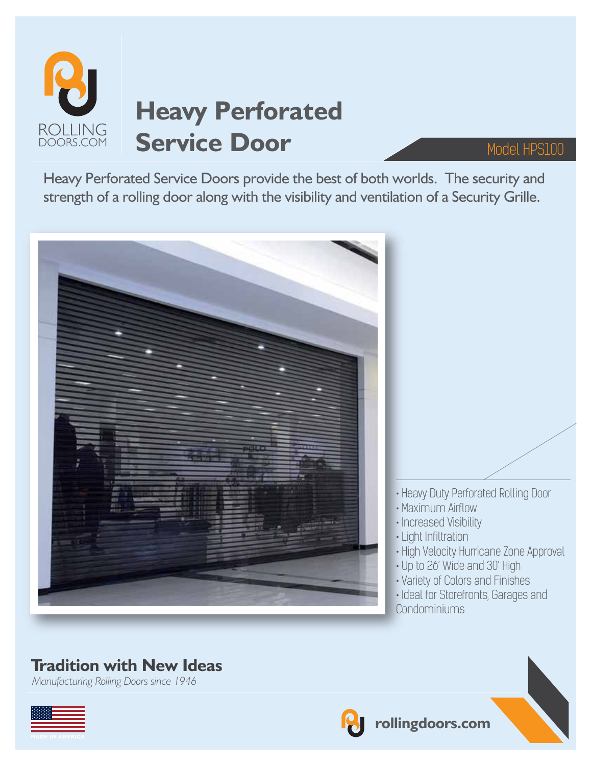ROLLING DOORS.COM

# Heavy Perforated Service Door

Model HPS100

Heavy Perforated Service Doors provide the best of both worlds. The security and strength of a rolling door along with the visibility and ventilation of a Security Grille.

- Heavy Duty Perforated Rolling Door
- Maximum Airflow
- Increased Visibility
- Light Infiltration
- High Velocity Hurricane Zone Approval
- Up to 26' Wide and 30' High
- Variety of Colors and Finishes
- Ideal for Storefronts, Garages and Condominiums

## Tradition with New Ideas

*Manufacturing Rolling Doors since 1946*

MADE IN AMERICA

rollingdoors.com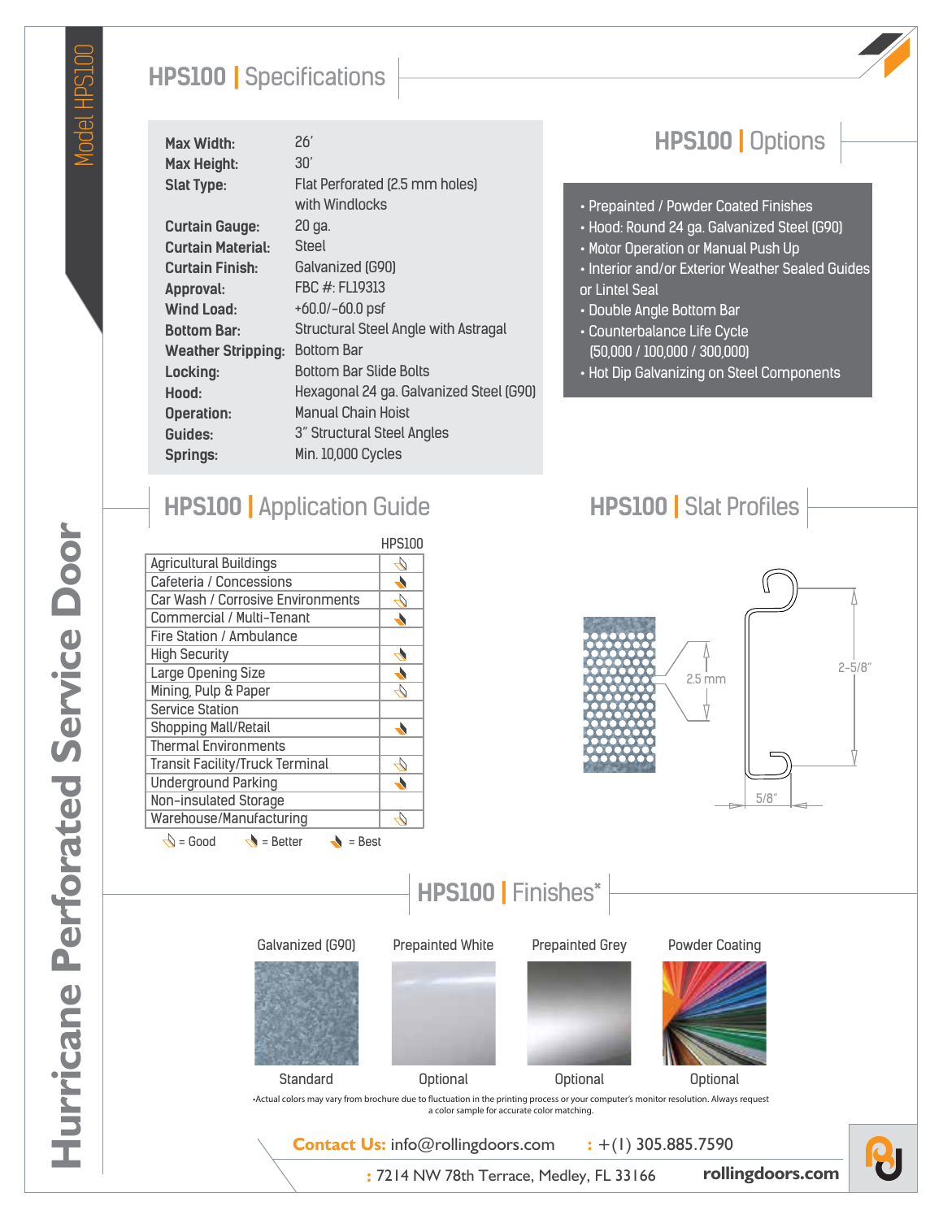Model HPS100

# HPS100 | Specifications

| | |
|---|---|
| **Max Width:** | 26′ |
| **Max Height:** | 30′ |
| **Slat Type:** | Flat Perforated (2.5 mm holes) with Windlocks |
| **Curtain Gauge:** | 20 ga. |
| **Curtain Material:** | Steel |
| **Curtain Finish:** | Galvanized (G90) |
| **Approval:** | FBC #: FL19313 |
| **Wind Load:** | +60.0/-60.0 psf |
| **Bottom Bar:** | Structural Steel Angle with Astragal |
| **Weather Stripping:** | Bottom Bar |
| **Locking:** | Bottom Bar Slide Bolts |
| **Hood:** | Hexagonal 24 ga. Galvanized Steel (G90) |
| **Operation:** | Manual Chain Hoist |
| **Guides:** | 3″ Structural Steel Angles |
| **Springs:** | Min. 10,000 Cycles |

## HPS100 | Options

- Prepainted / Powder Coated Finishes
- Hood: Round 24 ga. Galvanized Steel (G90)
- Motor Operation or Manual Push Up
- Interior and/or Exterior Weather Sealed Guides or Lintel Seal
- Double Angle Bottom Bar
- Counterbalance Life Cycle (50,000 / 100,000 / 300,000)
- Hot Dip Galvanizing on Steel Components

## HPS100 | Application Guide

| | HPS100 |
|---|---|
| Agricultural Buildings | Good |
| Cafeteria / Concessions | Best |
| Car Wash / Corrosive Environments | Good |
| Commercial / Multi-Tenant | Best |
| Fire Station / Ambulance | |
| High Security | Better |
| Large Opening Size | Better |
| Mining, Pulp & Paper | Good |
| Service Station | |
| Shopping Mall/Retail | Best |
| Thermal Environments | |
| Transit Facility/Truck Terminal | Good |
| Underground Parking | Best |
| Non-insulated Storage | |
| Warehouse/Manufacturing | Good |

= Good = Better = Best

## HPS100 | Slat Profiles

2.5 mm

2-5/8″

5/8″

## HPS100 | Finishes*

| Galvanized (G90) | Prepainted White | Prepainted Grey | Powder Coating |
|---|---|---|---|
| Standard | Optional | Optional | Optional |

*Actual colors may vary from brochure due to fluctuation in the printing process or your computer's monitor resolution. Always request a color sample for accurate color matching.

**Contact Us:** info@rollingdoors.com : +(1) 305.885.7590

: 7214 NW 78th Terrace, Medley, FL 33166 **rollingdoors.com**

# Hurricane Perforated Service Door